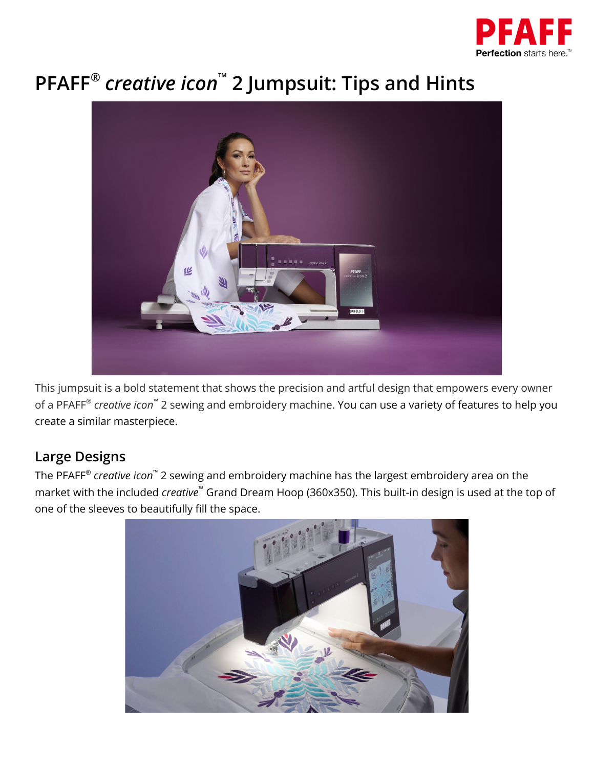# PFAFF® *creative icon*™ 2 Jumpsuit: Tips and Hints

This jumpsuit is a bold statement that shows the precision and artful design that empowers every owner of a PFAFF® *creative icon*™ 2 sewing and embroidery machine. You can use a variety of features to help you create a similar masterpiece.

## Large Designs

The PFAFF® *creative icon*™ 2 sewing and embroidery machine has the largest embroidery area on the market with the included *creative*™ Grand Dream Hoop (360x350). This built-in design is used at the top of one of the sleeves to beautifully fill the space.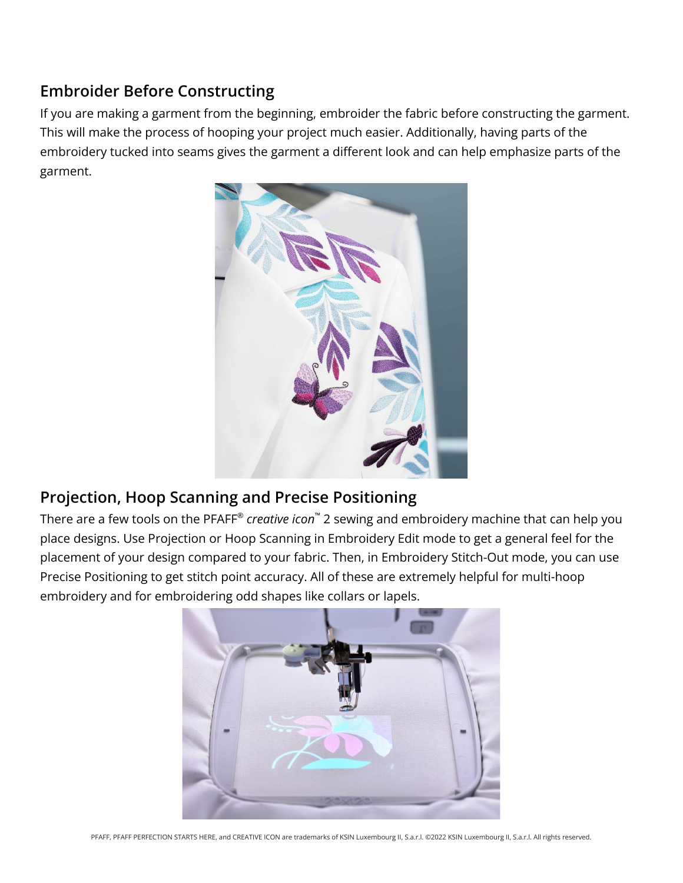## Embroider Before Constructing

If you are making a garment from the beginning, embroider the fabric before constructing the garment. This will make the process of hooping your project much easier. Additionally, having parts of the embroidery tucked into seams gives the garment a different look and can help emphasize parts of the garment.

## Projection, Hoop Scanning and Precise Positioning

There are a few tools on the PFAFF® *creative icon*™ 2 sewing and embroidery machine that can help you place designs. Use Projection or Hoop Scanning in Embroidery Edit mode to get a general feel for the placement of your design compared to your fabric. Then, in Embroidery Stitch-Out mode, you can use Precise Positioning to get stitch point accuracy. All of these are extremely helpful for multi-hoop embroidery and for embroidering odd shapes like collars or lapels.

PFAFF, PFAFF PERFECTION STARTS HERE, and CREATIVE ICON are trademarks of KSIN Luxembourg II, S.a.r.l. ©2022 KSIN Luxembourg II, S.a.r.l. All rights reserved.